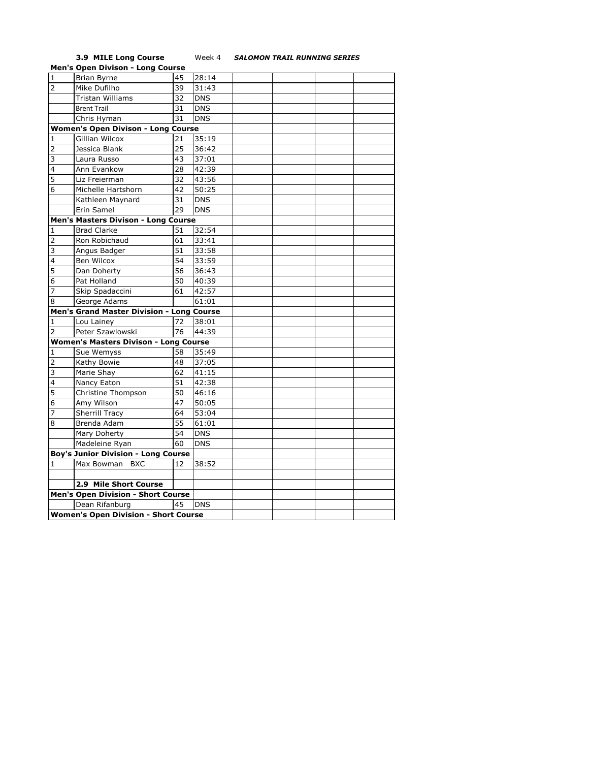**3.9 MILE Long Course** Week 4 ***SALOMON TRAIL RUNNING SERIES***

| | | | | | | | |
|---|---|---|---|---|---|---|---|
| **Men's Open Divison - Long Course** | | | | | | | |
| 1 | Brian Byrne | 45 | 28:14 | | | | |
| 2 | Mike Dufilho | 39 | 31:43 | | | | |
| | Tristan Williams | 32 | DNS | | | | |
| | Brent Trail | 31 | DNS | | | | |
| | Chris Hyman | 31 | DNS | | | | |
| **Women's Open Divison - Long Course** | | | | | | | |
| 1 | Gillian Wilcox | 21 | 35:19 | | | | |
| 2 | Jessica Blank | 25 | 36:42 | | | | |
| 3 | Laura Russo | 43 | 37:01 | | | | |
| 4 | Ann Evankow | 28 | 42:39 | | | | |
| 5 | Liz Freierman | 32 | 43:56 | | | | |
| 6 | Michelle Hartshorn | 42 | 50:25 | | | | |
| | Kathleen Maynard | 31 | DNS | | | | |
| | Erin Samel | 29 | DNS | | | | |
| **Men's Masters Divison - Long Course** | | | | | | | |
| 1 | Brad Clarke | 51 | 32:54 | | | | |
| 2 | Ron Robichaud | 61 | 33:41 | | | | |
| 3 | Angus Badger | 51 | 33:58 | | | | |
| 4 | Ben Wilcox | 54 | 33:59 | | | | |
| 5 | Dan Doherty | 56 | 36:43 | | | | |
| 6 | Pat Holland | 50 | 40:39 | | | | |
| 7 | Skip Spadaccini | 61 | 42:57 | | | | |
| 8 | George Adams | | 61:01 | | | | |
| **Men's Grand Master Division - Long Course** | | | | | | | |
| 1 | Lou Lainey | 72 | 38:01 | | | | |
| 2 | Peter Szawlowski | 76 | 44:39 | | | | |
| **Women's Masters Divison - Long Course** | | | | | | | |
| 1 | Sue Wemyss | 58 | 35:49 | | | | |
| 2 | Kathy Bowie | 48 | 37:05 | | | | |
| 3 | Marie Shay | 62 | 41:15 | | | | |
| 4 | Nancy Eaton | 51 | 42:38 | | | | |
| 5 | Christine Thompson | 50 | 46:16 | | | | |
| 6 | Amy Wilson | 47 | 50:05 | | | | |
| 7 | Sherrill Tracy | 64 | 53:04 | | | | |
| 8 | Brenda Adam | 55 | 61:01 | | | | |
| | Mary Doherty | 54 | DNS | | | | |
| | Madeleine Ryan | 60 | DNS | | | | |
| **Boy's Junior Division - Long Course** | | | | | | | |
| 1 | Max Bowman BXC | 12 | 38:52 | | | | |
| | | | | | | | |
| | **2.9 Mile Short Course** | | | | | | |
| **Men's Open Division - Short Course** | | | | | | | |
| | Dean Rifanburg | 45 | DNS | | | | |
| **Women's Open Division - Short Course** | | | | | | | |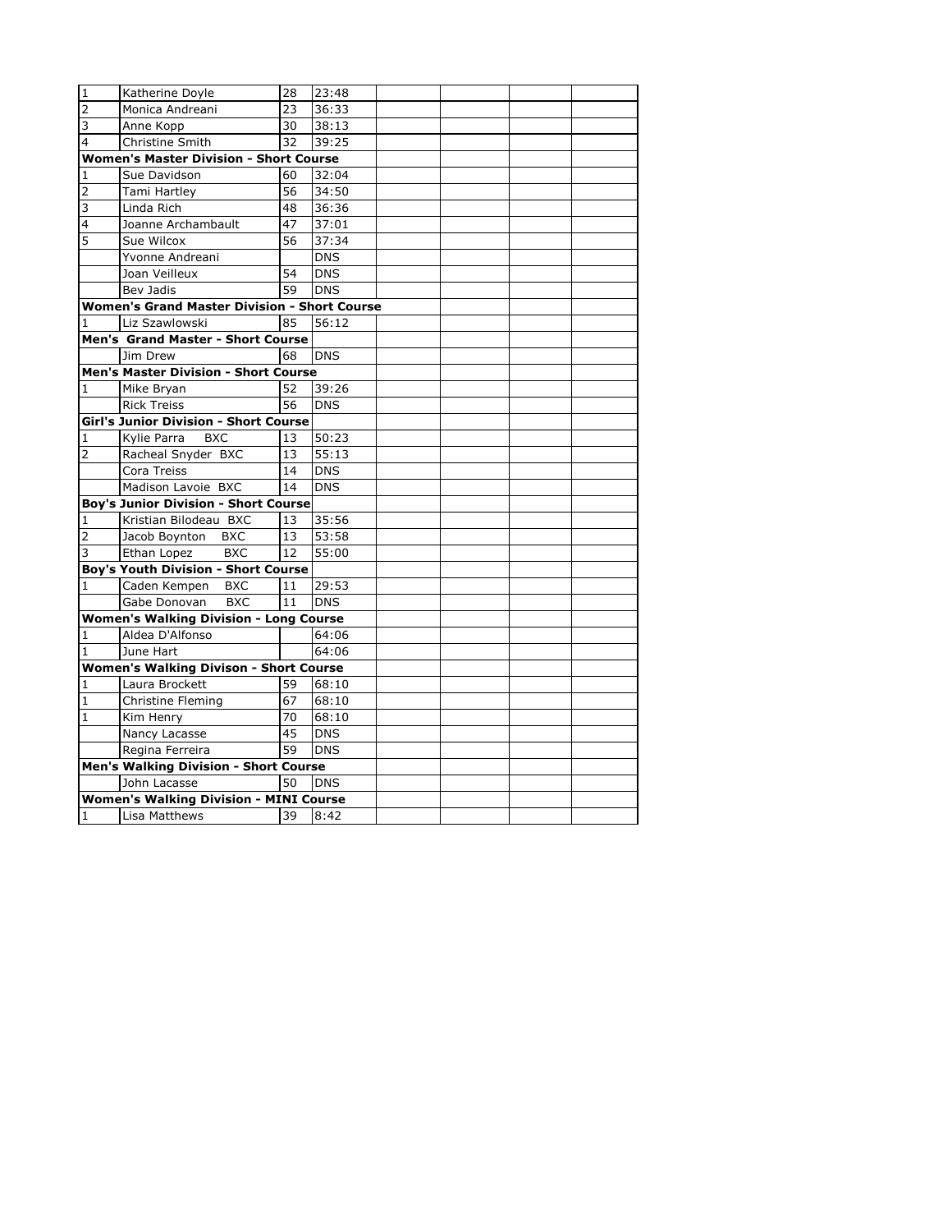| | | | | | | | |
|---|---|---|---|---|---|---|---|
| 1 | Katherine Doyle | 28 | 23:48 | | | | |
| 2 | Monica Andreani | 23 | 36:33 | | | | |
| 3 | Anne Kopp | 30 | 38:13 | | | | |
| 4 | Christine Smith | 32 | 39:25 | | | | |
| **Women's Master Division - Short Course** | | | | | | | |
| 1 | Sue Davidson | 60 | 32:04 | | | | |
| 2 | Tami Hartley | 56 | 34:50 | | | | |
| 3 | Linda Rich | 48 | 36:36 | | | | |
| 4 | Joanne Archambault | 47 | 37:01 | | | | |
| 5 | Sue Wilcox | 56 | 37:34 | | | | |
| | Yvonne Andreani | | DNS | | | | |
| | Joan Veilleux | 54 | DNS | | | | |
| | Bev Jadis | 59 | DNS | | | | |
| **Women's Grand Master Division - Short Course** | | | | | | | |
| 1 | Liz Szawlowski | 85 | 56:12 | | | | |
| **Men's Grand Master - Short Course** | | | | | | | |
| | Jim Drew | 68 | DNS | | | | |
| **Men's Master Division - Short Course** | | | | | | | |
| 1 | Mike Bryan | 52 | 39:26 | | | | |
| | Rick Treiss | 56 | DNS | | | | |
| **Girl's Junior Division - Short Course** | | | | | | | |
| 1 | Kylie Parra BXC | 13 | 50:23 | | | | |
| 2 | Racheal Snyder BXC | 13 | 55:13 | | | | |
| | Cora Treiss | 14 | DNS | | | | |
| | Madison Lavoie BXC | 14 | DNS | | | | |
| **Boy's Junior Division - Short Course** | | | | | | | |
| 1 | Kristian Bilodeau BXC | 13 | 35:56 | | | | |
| 2 | Jacob Boynton BXC | 13 | 53:58 | | | | |
| 3 | Ethan Lopez BXC | 12 | 55:00 | | | | |
| **Boy's Youth Division - Short Course** | | | | | | | |
| 1 | Caden Kempen BXC | 11 | 29:53 | | | | |
| | Gabe Donovan BXC | 11 | DNS | | | | |
| **Women's Walking Division - Long Course** | | | | | | | |
| 1 | Aldea D'Alfonso | | 64:06 | | | | |
| 1 | June Hart | | 64:06 | | | | |
| **Women's Walking Divison - Short Course** | | | | | | | |
| 1 | Laura Brockett | 59 | 68:10 | | | | |
| 1 | Christine Fleming | 67 | 68:10 | | | | |
| 1 | Kim Henry | 70 | 68:10 | | | | |
| | Nancy Lacasse | 45 | DNS | | | | |
| | Regina Ferreira | 59 | DNS | | | | |
| **Men's Walking Division - Short Course** | | | | | | | |
| | John Lacasse | 50 | DNS | | | | |
| **Women's Walking Division - MINI Course** | | | | | | | |
| 1 | Lisa Matthews | 39 | 8:42 | | | | |